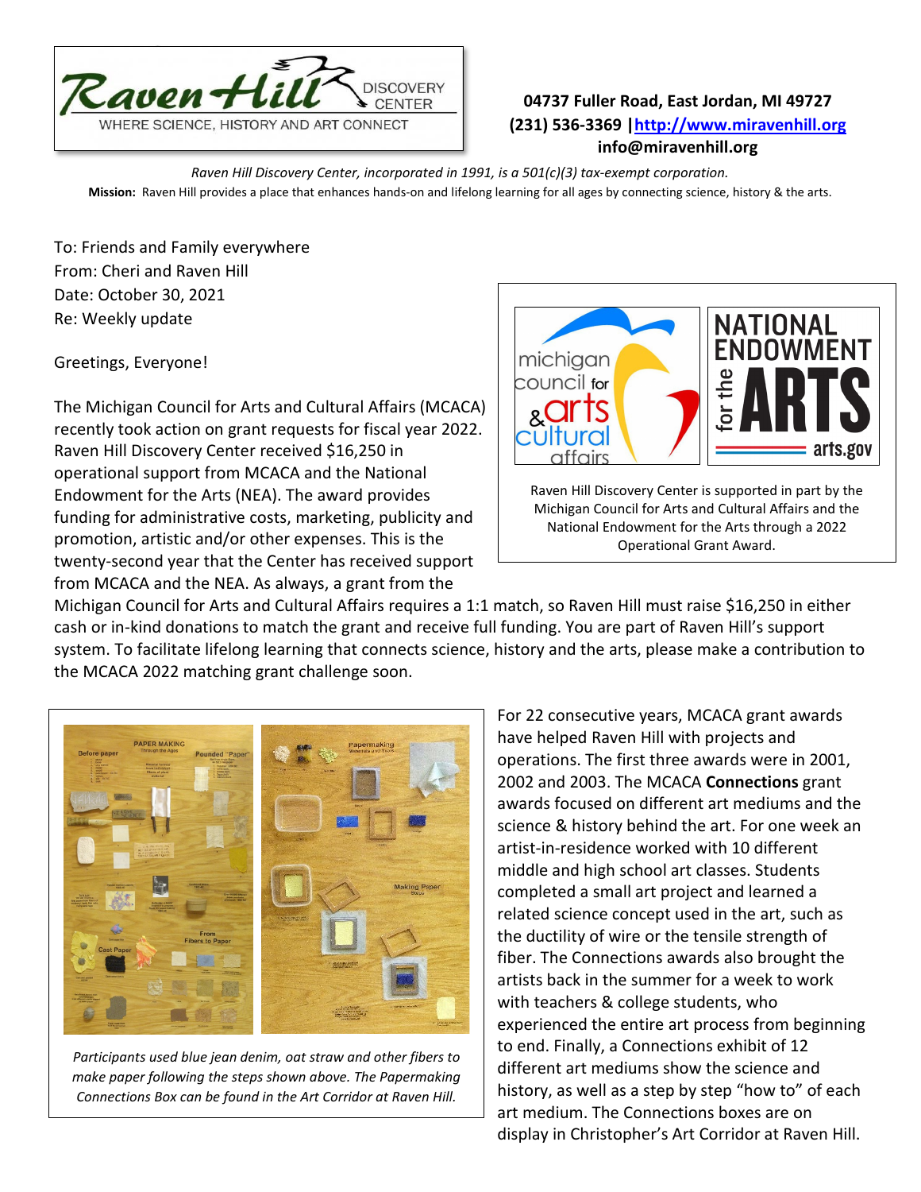Raven Hill DISCOVERY CENTER
WHERE SCIENCE, HISTORY AND ART CONNECT

**04737 Fuller Road, East Jordan, MI 49727**
**(231) 536-3369 | [http://www.miravenhill.org](http://www.miravenhill.org)**
**info@miravenhill.org**

*Raven Hill Discovery Center, incorporated in 1991, is a 501(c)(3) tax-exempt corporation.*

**Mission:** Raven Hill provides a place that enhances hands-on and lifelong learning for all ages by connecting science, history & the arts.

To: Friends and Family everywhere
From: Cheri and Raven Hill
Date: October 30, 2021
Re: Weekly update

Greetings, Everyone!

The Michigan Council for Arts and Cultural Affairs (MCACA) recently took action on grant requests for fiscal year 2022. Raven Hill Discovery Center received $16,250 in operational support from MCACA and the National Endowment for the Arts (NEA). The award provides funding for administrative costs, marketing, publicity and promotion, artistic and/or other expenses. This is the twenty-second year that the Center has received support from MCACA and the NEA. As always, a grant from the Michigan Council for Arts and Cultural Affairs requires a 1:1 match, so Raven Hill must raise $16,250 in either cash or in-kind donations to match the grant and receive full funding. You are part of Raven Hill's support system. To facilitate lifelong learning that connects science, history and the arts, please make a contribution to the MCACA 2022 matching grant challenge soon.

michigan council for arts & cultural affairs | NATIONAL ENDOWMENT for the ARTS arts.gov

Raven Hill Discovery Center is supported in part by the Michigan Council for Arts and Cultural Affairs and the National Endowment for the Arts through a 2022 Operational Grant Award.

*Participants used blue jean denim, oat straw and other fibers to make paper following the steps shown above. The Papermaking Connections Box can be found in the Art Corridor at Raven Hill.*

For 22 consecutive years, MCACA grant awards have helped Raven Hill with projects and operations. The first three awards were in 2001, 2002 and 2003. The MCACA **Connections** grant awards focused on different art mediums and the science & history behind the art. For one week an artist-in-residence worked with 10 different middle and high school art classes. Students completed a small art project and learned a related science concept used in the art, such as the ductility of wire or the tensile strength of fiber. The Connections awards also brought the artists back in the summer for a week to work with teachers & college students, who experienced the entire art process from beginning to end. Finally, a Connections exhibit of 12 different art mediums show the science and history, as well as a step by step "how to" of each art medium. The Connections boxes are on display in Christopher's Art Corridor at Raven Hill.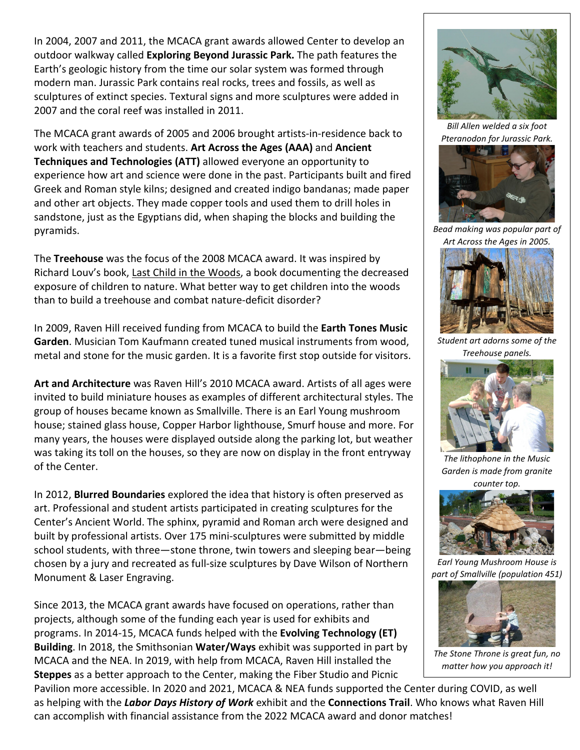In 2004, 2007 and 2011, the MCACA grant awards allowed Center to develop an outdoor walkway called **Exploring Beyond Jurassic Park.** The path features the Earth's geologic history from the time our solar system was formed through modern man. Jurassic Park contains real rocks, trees and fossils, as well as sculptures of extinct species. Textural signs and more sculptures were added in 2007 and the coral reef was installed in 2011.

The MCACA grant awards of 2005 and 2006 brought artists-in-residence back to work with teachers and students. **Art Across the Ages (AAA)** and **Ancient Techniques and Technologies (ATT)** allowed everyone an opportunity to experience how art and science were done in the past. Participants built and fired Greek and Roman style kilns; designed and created indigo bandanas; made paper and other art objects. They made copper tools and used them to drill holes in sandstone, just as the Egyptians did, when shaping the blocks and building the pyramids.

The **Treehouse** was the focus of the 2008 MCACA award. It was inspired by Richard Louv's book, Last Child in the Woods, a book documenting the decreased exposure of children to nature. What better way to get children into the woods than to build a treehouse and combat nature-deficit disorder?

In 2009, Raven Hill received funding from MCACA to build the **Earth Tones Music Garden**. Musician Tom Kaufmann created tuned musical instruments from wood, metal and stone for the music garden. It is a favorite first stop outside for visitors.

**Art and Architecture** was Raven Hill's 2010 MCACA award. Artists of all ages were invited to build miniature houses as examples of different architectural styles. The group of houses became known as Smallville. There is an Earl Young mushroom house; stained glass house, Copper Harbor lighthouse, Smurf house and more. For many years, the houses were displayed outside along the parking lot, but weather was taking its toll on the houses, so they are now on display in the front entryway of the Center.

In 2012, **Blurred Boundaries** explored the idea that history is often preserved as art. Professional and student artists participated in creating sculptures for the Center's Ancient World. The sphinx, pyramid and Roman arch were designed and built by professional artists. Over 175 mini-sculptures were submitted by middle school students, with three—stone throne, twin towers and sleeping bear—being chosen by a jury and recreated as full-size sculptures by Dave Wilson of Northern Monument & Laser Engraving.

Since 2013, the MCACA grant awards have focused on operations, rather than projects, although some of the funding each year is used for exhibits and programs. In 2014-15, MCACA funds helped with the **Evolving Technology (ET) Building**. In 2018, the Smithsonian **Water/Ways** exhibit was supported in part by MCACA and the NEA. In 2019, with help from MCACA, Raven Hill installed the **Steppes** as a better approach to the Center, making the Fiber Studio and Picnic Pavilion more accessible. In 2020 and 2021, MCACA & NEA funds supported the Center during COVID, as well as helping with the ***Labor Days History of Work*** exhibit and the **Connections Trail**. Who knows what Raven Hill can accomplish with financial assistance from the 2022 MCACA award and donor matches!

*Bill Allen welded a six foot Pteranodon for Jurassic Park.*

*Bead making was popular part of Art Across the Ages in 2005.*

*Student art adorns some of the Treehouse panels.*

*The lithophone in the Music Garden is made from granite counter top.*

*Earl Young Mushroom House is part of Smallville (population 451)*

*The Stone Throne is great fun, no matter how you approach it!*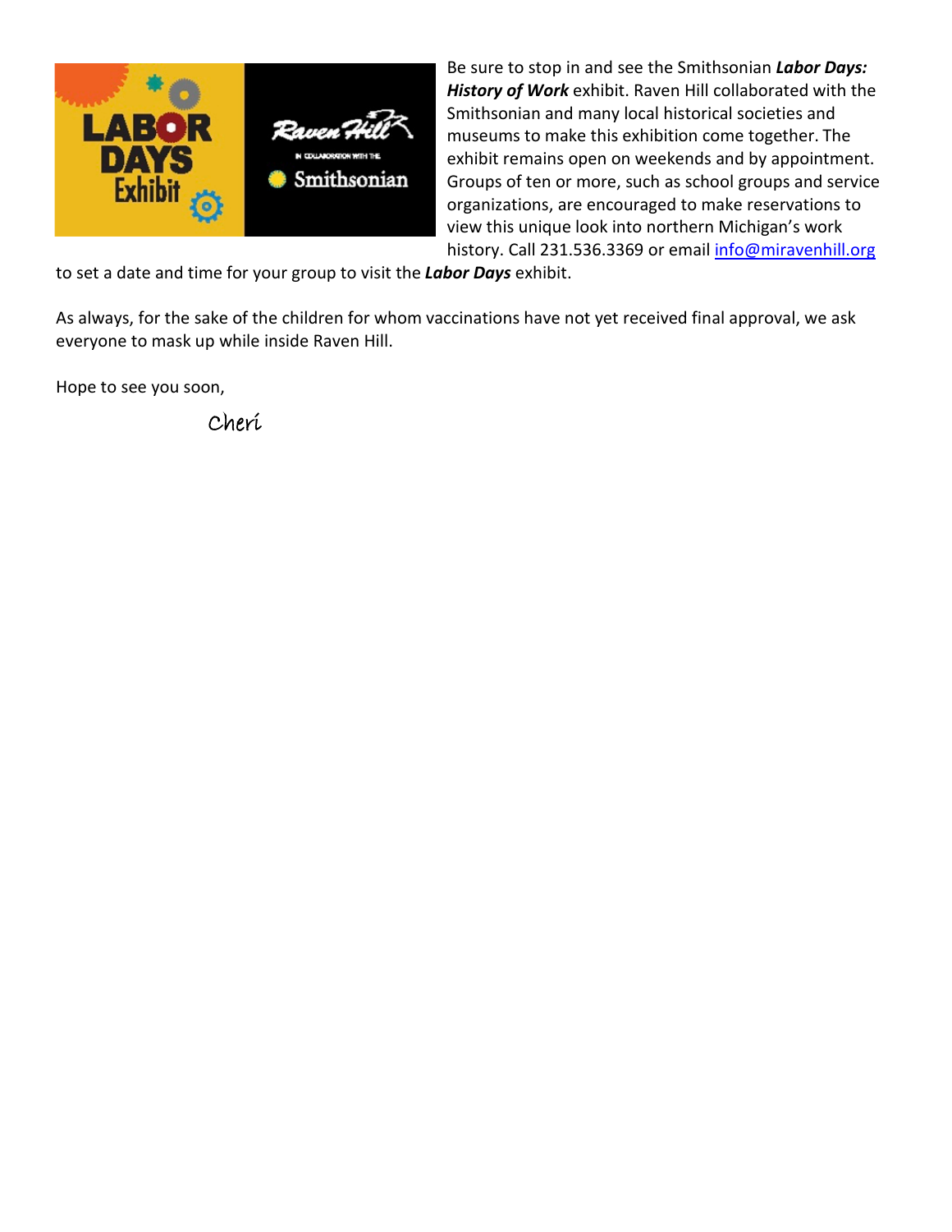Be sure to stop in and see the Smithsonian ***Labor Days: History of Work*** exhibit. Raven Hill collaborated with the Smithsonian and many local historical societies and museums to make this exhibition come together. The exhibit remains open on weekends and by appointment. Groups of ten or more, such as school groups and service organizations, are encouraged to make reservations to view this unique look into northern Michigan's work history. Call 231.536.3369 or email info@miravenhill.org to set a date and time for your group to visit the ***Labor Days*** exhibit.

As always, for the sake of the children for whom vaccinations have not yet received final approval, we ask everyone to mask up while inside Raven Hill.

Hope to see you soon,

Cheri